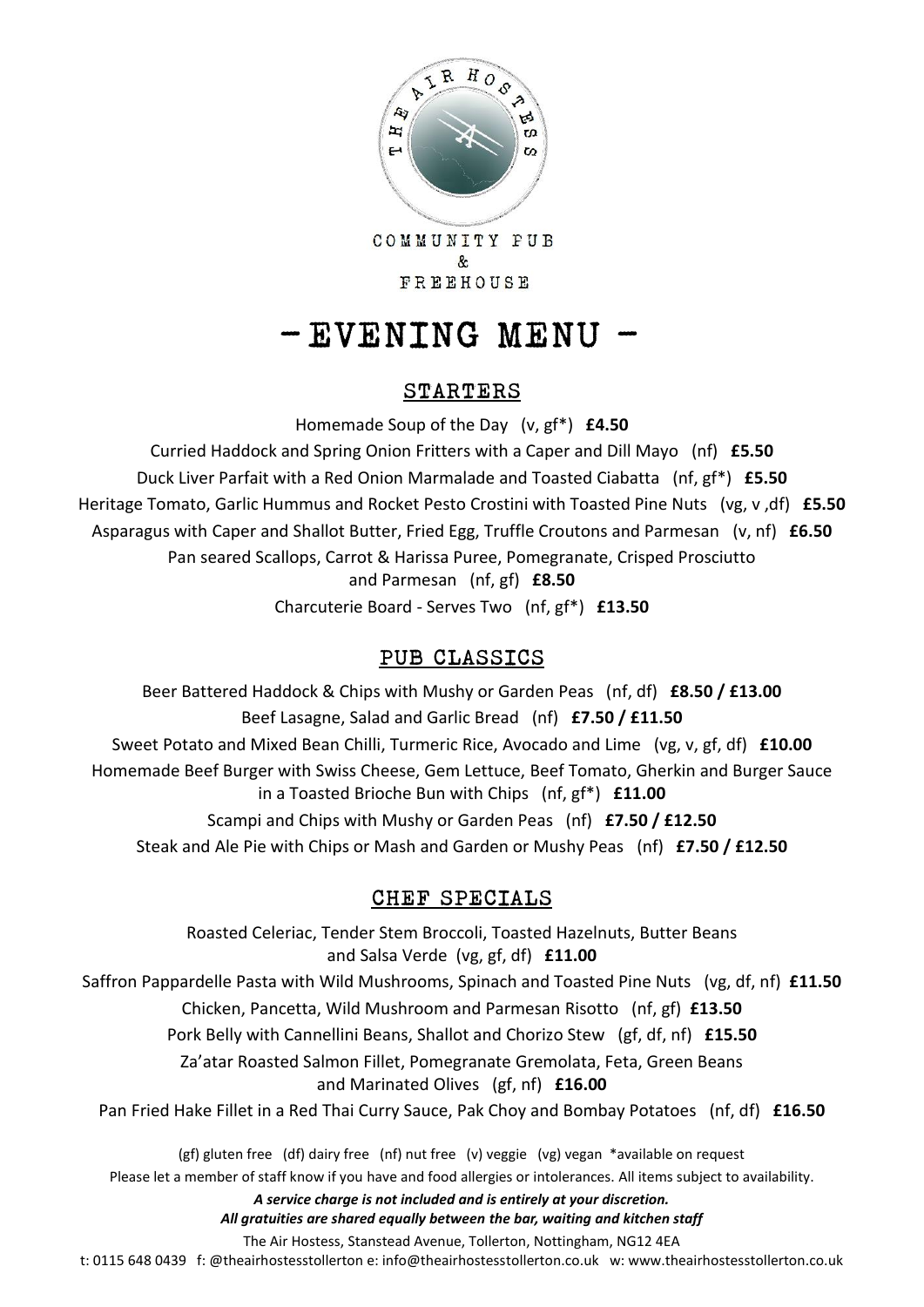THE AIR HOSTESS

COMMUNITY PUB
&
FREEHOUSE

# - EVENING MENU -

## STARTERS

Homemade Soup of the Day (v, gf*) **£4.50**

Curried Haddock and Spring Onion Fritters with a Caper and Dill Mayo (nf) **£5.50**

Duck Liver Parfait with a Red Onion Marmalade and Toasted Ciabatta (nf, gf*) **£5.50**

Heritage Tomato, Garlic Hummus and Rocket Pesto Crostini with Toasted Pine Nuts (vg, v ,df) **£5.50**

Asparagus with Caper and Shallot Butter, Fried Egg, Truffle Croutons and Parmesan (v, nf) **£6.50**

Pan seared Scallops, Carrot & Harissa Puree, Pomegranate, Crisped Prosciutto and Parmesan (nf, gf) **£8.50**

Charcuterie Board - Serves Two (nf, gf*) **£13.50**

## PUB CLASSICS

Beer Battered Haddock & Chips with Mushy or Garden Peas (nf, df) **£8.50 / £13.00**

Beef Lasagne, Salad and Garlic Bread (nf) **£7.50 / £11.50**

Sweet Potato and Mixed Bean Chilli, Turmeric Rice, Avocado and Lime (vg, v, gf, df) **£10.00**

Homemade Beef Burger with Swiss Cheese, Gem Lettuce, Beef Tomato, Gherkin and Burger Sauce in a Toasted Brioche Bun with Chips (nf, gf*) **£11.00**

Scampi and Chips with Mushy or Garden Peas (nf) **£7.50 / £12.50**

Steak and Ale Pie with Chips or Mash and Garden or Mushy Peas (nf) **£7.50 / £12.50**

## CHEF SPECIALS

Roasted Celeriac, Tender Stem Broccoli, Toasted Hazelnuts, Butter Beans and Salsa Verde (vg, gf, df) **£11.00**

Saffron Pappardelle Pasta with Wild Mushrooms, Spinach and Toasted Pine Nuts (vg, df, nf) **£11.50**

Chicken, Pancetta, Wild Mushroom and Parmesan Risotto (nf, gf) **£13.50**

Pork Belly with Cannellini Beans, Shallot and Chorizo Stew (gf, df, nf) **£15.50**

Za'atar Roasted Salmon Fillet, Pomegranate Gremolata, Feta, Green Beans and Marinated Olives (gf, nf) **£16.00**

Pan Fried Hake Fillet in a Red Thai Curry Sauce, Pak Choy and Bombay Potatoes (nf, df) **£16.50**

(gf) gluten free (df) dairy free (nf) nut free (v) veggie (vg) vegan *available on request

Please let a member of staff know if you have and food allergies or intolerances. All items subject to availability.

***A service charge is not included and is entirely at your discretion.***

***All gratuities are shared equally between the bar, waiting and kitchen staff***

The Air Hostess, Stanstead Avenue, Tollerton, Nottingham, NG12 4EA

t: 0115 648 0439 f: @theairhostesstollerton e: info@theairhostesstollerton.co.uk w: www.theairhostesstollerton.co.uk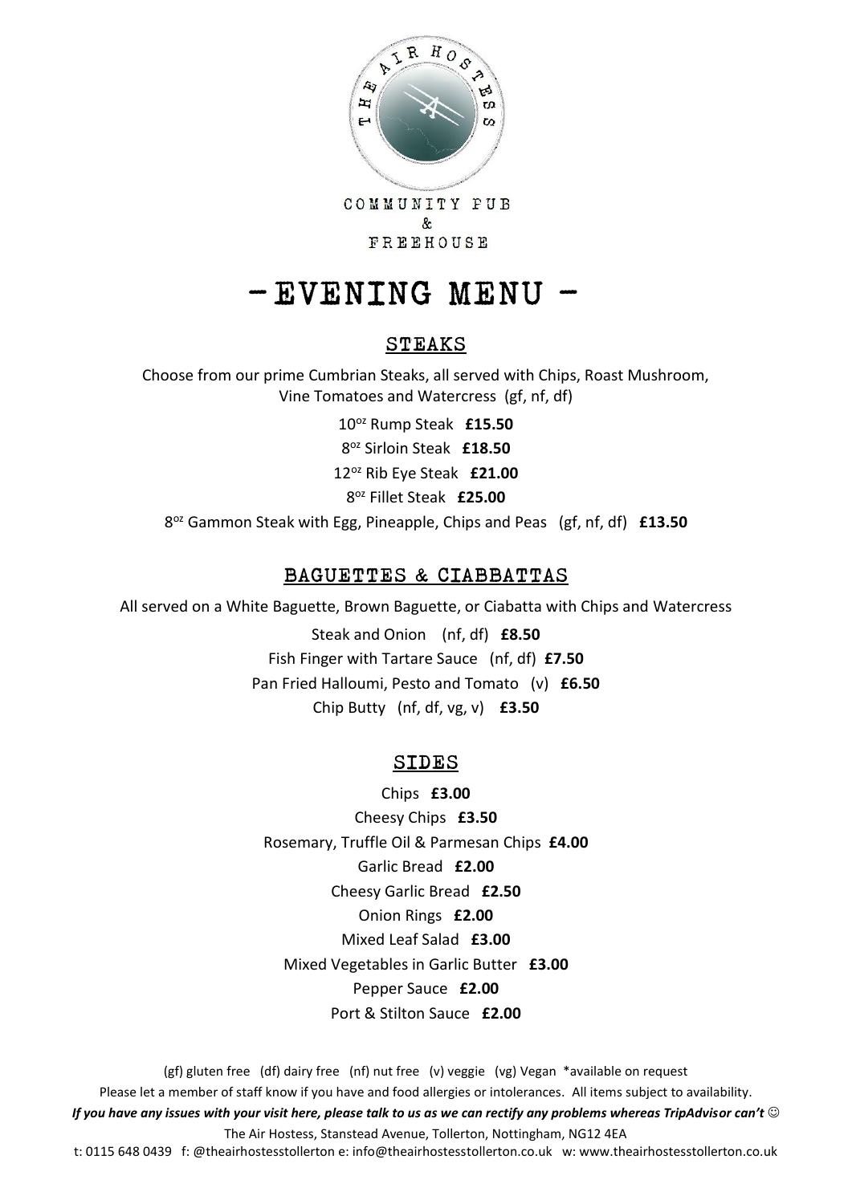THE AIR HOSTESS

COMMUNITY PUB
&
FREEHOUSE

# - EVENING MENU -

## STEAKS

Choose from our prime Cumbrian Steaks, all served with Chips, Roast Mushroom, Vine Tomatoes and Watercress (gf, nf, df)

10oz Rump Steak **£15.50**

8oz Sirloin Steak **£18.50**

12oz Rib Eye Steak **£21.00**

8oz Fillet Steak **£25.00**

8oz Gammon Steak with Egg, Pineapple, Chips and Peas (gf, nf, df) **£13.50**

## BAGUETTES & CIABBATTAS

All served on a White Baguette, Brown Baguette, or Ciabatta with Chips and Watercress

Steak and Onion (nf, df) **£8.50**

Fish Finger with Tartare Sauce (nf, df) **£7.50**

Pan Fried Halloumi, Pesto and Tomato (v) **£6.50**

Chip Butty (nf, df, vg, v) **£3.50**

## SIDES

Chips **£3.00**

Cheesy Chips **£3.50**

Rosemary, Truffle Oil & Parmesan Chips **£4.00**

Garlic Bread **£2.00**

Cheesy Garlic Bread **£2.50**

Onion Rings **£2.00**

Mixed Leaf Salad **£3.00**

Mixed Vegetables in Garlic Butter **£3.00**

Pepper Sauce **£2.00**

Port & Stilton Sauce **£2.00**

(gf) gluten free (df) dairy free (nf) nut free (v) veggie (vg) Vegan *available on request

Please let a member of staff know if you have and food allergies or intolerances. All items subject to availability.

***If you have any issues with your visit here, please talk to us as we can rectify any problems whereas TripAdvisor can't*** ☺

The Air Hostess, Stanstead Avenue, Tollerton, Nottingham, NG12 4EA

t: 0115 648 0439 f: @theairhostesstollerton e: info@theairhostesstollerton.co.uk w: www.theairhostesstollerton.co.uk